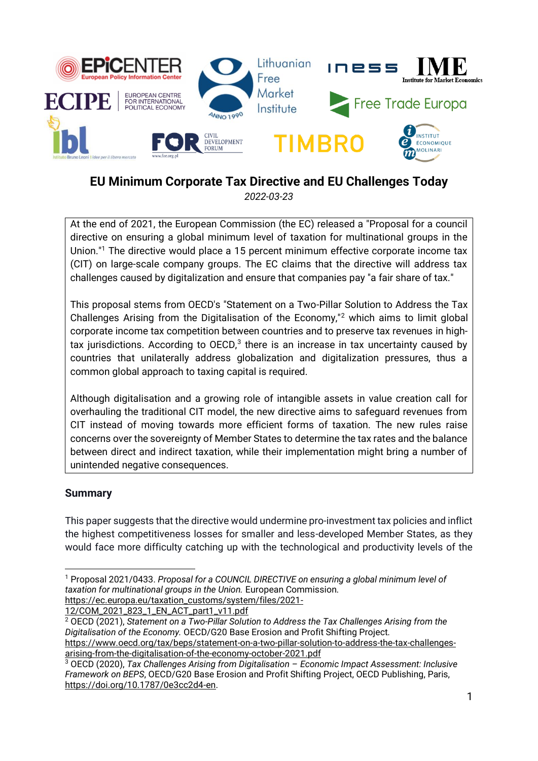# EU Minimum Corporate Tax Directive and EU Challenges Today

*2022-03-23*

At the end of 2021, the European Commission (the EC) released a "Proposal for a council directive on ensuring a global minimum level of taxation for multinational groups in the Union."[1] The directive would place a 15 percent minimum effective corporate income tax (CIT) on large-scale company groups. The EC claims that the directive will address tax challenges caused by digitalization and ensure that companies pay "a fair share of tax."

This proposal stems from OECD's "Statement on a Two-Pillar Solution to Address the Tax Challenges Arising from the Digitalisation of the Economy,"[2] which aims to limit global corporate income tax competition between countries and to preserve tax revenues in high-tax jurisdictions. According to OECD,[3] there is an increase in tax uncertainty caused by countries that unilaterally address globalization and digitalization pressures, thus a common global approach to taxing capital is required.

Although digitalisation and a growing role of intangible assets in value creation call for overhauling the traditional CIT model, the new directive aims to safeguard revenues from CIT instead of moving towards more efficient forms of taxation. The new rules raise concerns over the sovereignty of Member States to determine the tax rates and the balance between direct and indirect taxation, while their implementation might bring a number of unintended negative consequences.

## Summary

This paper suggests that the directive would undermine pro-investment tax policies and inflict the highest competitiveness losses for smaller and less-developed Member States, as they would face more difficulty catching up with the technological and productivity levels of the

---

[1] Proposal 2021/0433. *Proposal for a COUNCIL DIRECTIVE on ensuring a global minimum level of taxation for multinational groups in the Union.* European Commission. https://ec.europa.eu/taxation_customs/system/files/2021-12/COM_2021_823_1_EN_ACT_part1_v11.pdf

[2] OECD (2021), *Statement on a Two-Pillar Solution to Address the Tax Challenges Arising from the Digitalisation of the Economy.* OECD/G20 Base Erosion and Profit Shifting Project. https://www.oecd.org/tax/beps/statement-on-a-two-pillar-solution-to-address-the-tax-challenges-arising-from-the-digitalisation-of-the-economy-october-2021.pdf

[3] OECD (2020), *Tax Challenges Arising from Digitalisation – Economic Impact Assessment: Inclusive Framework on BEPS*, OECD/G20 Base Erosion and Profit Shifting Project, OECD Publishing, Paris, https://doi.org/10.1787/0e3cc2d4-en.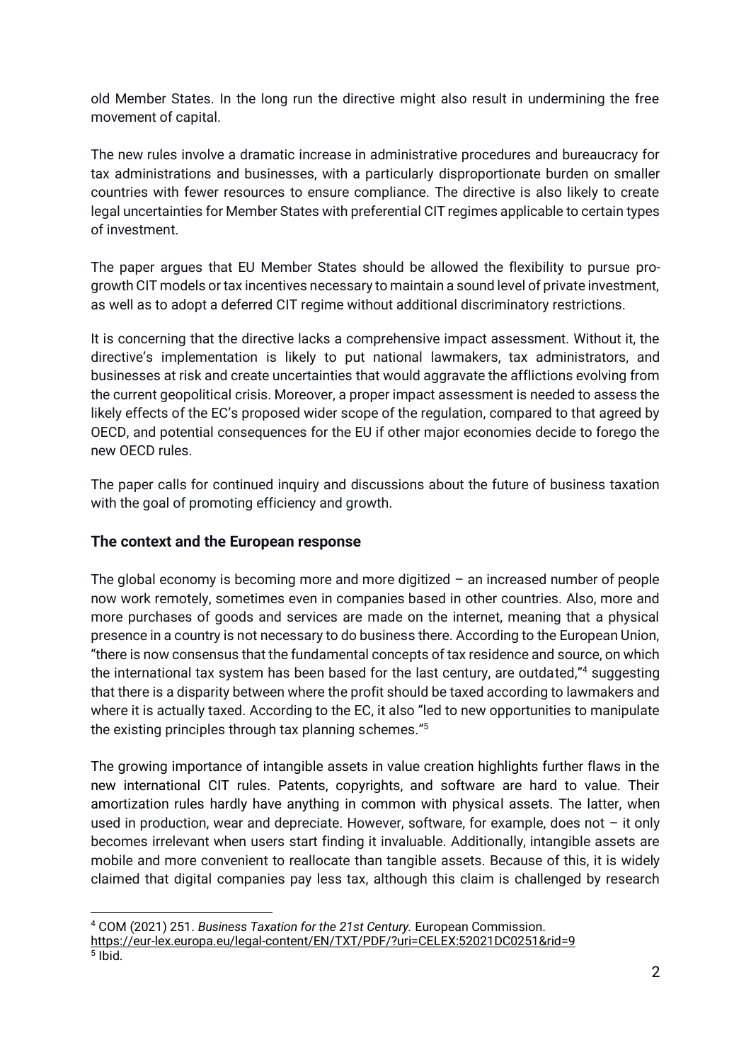old Member States. In the long run the directive might also result in undermining the free movement of capital.

The new rules involve a dramatic increase in administrative procedures and bureaucracy for tax administrations and businesses, with a particularly disproportionate burden on smaller countries with fewer resources to ensure compliance. The directive is also likely to create legal uncertainties for Member States with preferential CIT regimes applicable to certain types of investment.

The paper argues that EU Member States should be allowed the flexibility to pursue pro-growth CIT models or tax incentives necessary to maintain a sound level of private investment, as well as to adopt a deferred CIT regime without additional discriminatory restrictions.

It is concerning that the directive lacks a comprehensive impact assessment. Without it, the directive's implementation is likely to put national lawmakers, tax administrators, and businesses at risk and create uncertainties that would aggravate the afflictions evolving from the current geopolitical crisis. Moreover, a proper impact assessment is needed to assess the likely effects of the EC's proposed wider scope of the regulation, compared to that agreed by OECD, and potential consequences for the EU if other major economies decide to forego the new OECD rules.

The paper calls for continued inquiry and discussions about the future of business taxation with the goal of promoting efficiency and growth.

## The context and the European response

The global economy is becoming more and more digitized – an increased number of people now work remotely, sometimes even in companies based in other countries. Also, more and more purchases of goods and services are made on the internet, meaning that a physical presence in a country is not necessary to do business there. According to the European Union, "there is now consensus that the fundamental concepts of tax residence and source, on which the international tax system has been based for the last century, are outdated,"[4] suggesting that there is a disparity between where the profit should be taxed according to lawmakers and where it is actually taxed. According to the EC, it also "led to new opportunities to manipulate the existing principles through tax planning schemes."[5]

The growing importance of intangible assets in value creation highlights further flaws in the new international CIT rules. Patents, copyrights, and software are hard to value. Their amortization rules hardly have anything in common with physical assets. The latter, when used in production, wear and depreciate. However, software, for example, does not – it only becomes irrelevant when users start finding it invaluable. Additionally, intangible assets are mobile and more convenient to reallocate than tangible assets. Because of this, it is widely claimed that digital companies pay less tax, although this claim is challenged by research

---

[4] COM (2021) 251. *Business Taxation for the 21st Century.* European Commission. https://eur-lex.europa.eu/legal-content/EN/TXT/PDF/?uri=CELEX:52021DC0251&rid=9

[5] Ibid.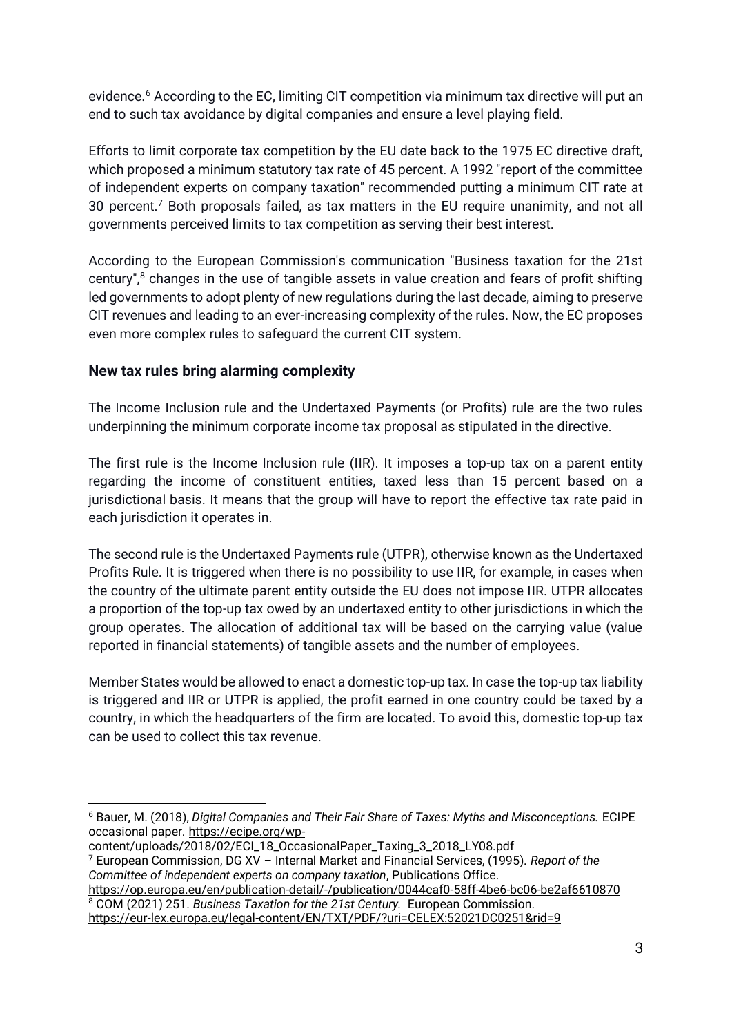evidence.[6] According to the EC, limiting CIT competition via minimum tax directive will put an end to such tax avoidance by digital companies and ensure a level playing field.

Efforts to limit corporate tax competition by the EU date back to the 1975 EC directive draft, which proposed a minimum statutory tax rate of 45 percent. A 1992 "report of the committee of independent experts on company taxation" recommended putting a minimum CIT rate at 30 percent.[7] Both proposals failed, as tax matters in the EU require unanimity, and not all governments perceived limits to tax competition as serving their best interest.

According to the European Commission's communication "Business taxation for the 21st century",[8] changes in the use of tangible assets in value creation and fears of profit shifting led governments to adopt plenty of new regulations during the last decade, aiming to preserve CIT revenues and leading to an ever-increasing complexity of the rules. Now, the EC proposes even more complex rules to safeguard the current CIT system.

## New tax rules bring alarming complexity

The Income Inclusion rule and the Undertaxed Payments (or Profits) rule are the two rules underpinning the minimum corporate income tax proposal as stipulated in the directive.

The first rule is the Income Inclusion rule (IIR). It imposes a top-up tax on a parent entity regarding the income of constituent entities, taxed less than 15 percent based on a jurisdictional basis. It means that the group will have to report the effective tax rate paid in each jurisdiction it operates in.

The second rule is the Undertaxed Payments rule (UTPR), otherwise known as the Undertaxed Profits Rule. It is triggered when there is no possibility to use IIR, for example, in cases when the country of the ultimate parent entity outside the EU does not impose IIR. UTPR allocates a proportion of the top-up tax owed by an undertaxed entity to other jurisdictions in which the group operates. The allocation of additional tax will be based on the carrying value (value reported in financial statements) of tangible assets and the number of employees.

Member States would be allowed to enact a domestic top-up tax. In case the top-up tax liability is triggered and IIR or UTPR is applied, the profit earned in one country could be taxed by a country, in which the headquarters of the firm are located. To avoid this, domestic top-up tax can be used to collect this tax revenue.

---

[6] Bauer, M. (2018), *Digital Companies and Their Fair Share of Taxes: Myths and Misconceptions.* ECIPE occasional paper. https://ecipe.org/wp-content/uploads/2018/02/ECI_18_OccasionalPaper_Taxing_3_2018_LY08.pdf

[7] European Commission, DG XV – Internal Market and Financial Services, (1995). *Report of the Committee of independent experts on company taxation*, Publications Office. https://op.europa.eu/en/publication-detail/-/publication/0044caf0-58ff-4be6-bc06-be2af6610870

[8] COM (2021) 251. *Business Taxation for the 21st Century.* European Commission. https://eur-lex.europa.eu/legal-content/EN/TXT/PDF/?uri=CELEX:52021DC0251&rid=9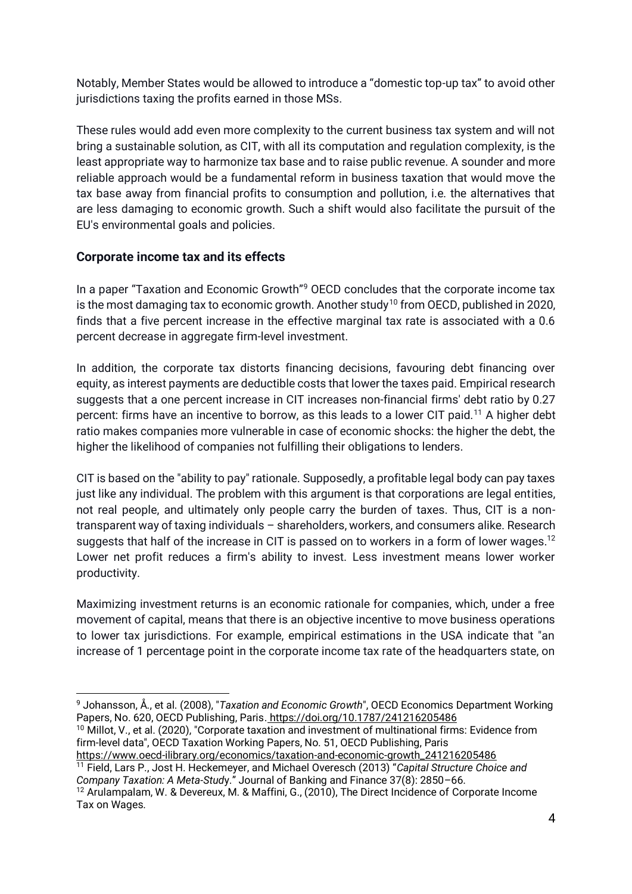Notably, Member States would be allowed to introduce a "domestic top-up tax" to avoid other jurisdictions taxing the profits earned in those MSs.

These rules would add even more complexity to the current business tax system and will not bring a sustainable solution, as CIT, with all its computation and regulation complexity, is the least appropriate way to harmonize tax base and to raise public revenue. A sounder and more reliable approach would be a fundamental reform in business taxation that would move the tax base away from financial profits to consumption and pollution, i.e. the alternatives that are less damaging to economic growth. Such a shift would also facilitate the pursuit of the EU's environmental goals and policies.

### Corporate income tax and its effects

In a paper "Taxation and Economic Growth"[9] OECD concludes that the corporate income tax is the most damaging tax to economic growth. Another study[10] from OECD, published in 2020, finds that a five percent increase in the effective marginal tax rate is associated with a 0.6 percent decrease in aggregate firm-level investment.

In addition, the corporate tax distorts financing decisions, favouring debt financing over equity, as interest payments are deductible costs that lower the taxes paid. Empirical research suggests that a one percent increase in CIT increases non-financial firms' debt ratio by 0.27 percent: firms have an incentive to borrow, as this leads to a lower CIT paid.[11] A higher debt ratio makes companies more vulnerable in case of economic shocks: the higher the debt, the higher the likelihood of companies not fulfilling their obligations to lenders.

CIT is based on the "ability to pay" rationale. Supposedly, a profitable legal body can pay taxes just like any individual. The problem with this argument is that corporations are legal entities, not real people, and ultimately only people carry the burden of taxes. Thus, CIT is a non-transparent way of taxing individuals – shareholders, workers, and consumers alike. Research suggests that half of the increase in CIT is passed on to workers in a form of lower wages.[12] Lower net profit reduces a firm's ability to invest. Less investment means lower worker productivity.

Maximizing investment returns is an economic rationale for companies, which, under a free movement of capital, means that there is an objective incentive to move business operations to lower tax jurisdictions. For example, empirical estimations in the USA indicate that "an increase of 1 percentage point in the corporate income tax rate of the headquarters state, on

---

[9] Johansson, Å., et al. (2008), "*Taxation and Economic Growth*", OECD Economics Department Working Papers, No. 620, OECD Publishing, Paris. https://doi.org/10.1787/241216205486

[10] Millot, V., et al. (2020), "Corporate taxation and investment of multinational firms: Evidence from firm-level data", OECD Taxation Working Papers, No. 51, OECD Publishing, Paris https://www.oecd-ilibrary.org/economics/taxation-and-economic-growth_241216205486

[11] Field, Lars P., Jost H. Heckemeyer, and Michael Overesch (2013) "*Capital Structure Choice and Company Taxation: A Meta-Study*." Journal of Banking and Finance 37(8): 2850–66.

[12] Arulampalam, W. & Devereux, M. & Maffini, G., (2010), The Direct Incidence of Corporate Income Tax on Wages.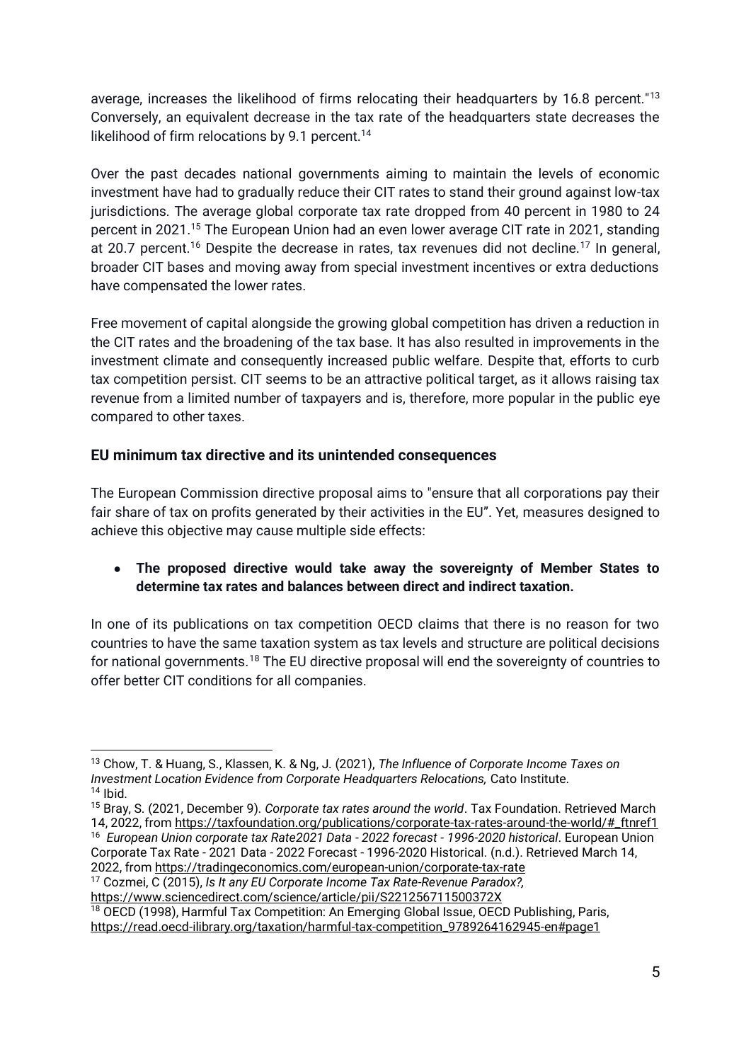average, increases the likelihood of firms relocating their headquarters by 16.8 percent."[13] Conversely, an equivalent decrease in the tax rate of the headquarters state decreases the likelihood of firm relocations by 9.1 percent.[14]

Over the past decades national governments aiming to maintain the levels of economic investment have had to gradually reduce their CIT rates to stand their ground against low-tax jurisdictions. The average global corporate tax rate dropped from 40 percent in 1980 to 24 percent in 2021.[15] The European Union had an even lower average CIT rate in 2021, standing at 20.7 percent.[16] Despite the decrease in rates, tax revenues did not decline.[17] In general, broader CIT bases and moving away from special investment incentives or extra deductions have compensated the lower rates.

Free movement of capital alongside the growing global competition has driven a reduction in the CIT rates and the broadening of the tax base. It has also resulted in improvements in the investment climate and consequently increased public welfare. Despite that, efforts to curb tax competition persist. CIT seems to be an attractive political target, as it allows raising tax revenue from a limited number of taxpayers and is, therefore, more popular in the public eye compared to other taxes.

## EU minimum tax directive and its unintended consequences

The European Commission directive proposal aims to "ensure that all corporations pay their fair share of tax on profits generated by their activities in the EU". Yet, measures designed to achieve this objective may cause multiple side effects:

- **The proposed directive would take away the sovereignty of Member States to determine tax rates and balances between direct and indirect taxation.**

In one of its publications on tax competition OECD claims that there is no reason for two countries to have the same taxation system as tax levels and structure are political decisions for national governments.[18] The EU directive proposal will end the sovereignty of countries to offer better CIT conditions for all companies.

---

[13] Chow, T. & Huang, S., Klassen, K. & Ng, J. (2021), *The Influence of Corporate Income Taxes on Investment Location Evidence from Corporate Headquarters Relocations,* Cato Institute.
[14] Ibid.
[15] Bray, S. (2021, December 9). *Corporate tax rates around the world*. Tax Foundation. Retrieved March 14, 2022, from https://taxfoundation.org/publications/corporate-tax-rates-around-the-world/#_ftnref1
[16] *European Union corporate tax Rate2021 Data - 2022 forecast - 1996-2020 historical*. European Union Corporate Tax Rate - 2021 Data - 2022 Forecast - 1996-2020 Historical. (n.d.). Retrieved March 14, 2022, from https://tradingeconomics.com/european-union/corporate-tax-rate
[17] Cozmei, C (2015), *Is It any EU Corporate Income Tax Rate-Revenue Paradox?,* https://www.sciencedirect.com/science/article/pii/S221256711500372X
[18] OECD (1998), Harmful Tax Competition: An Emerging Global Issue, OECD Publishing, Paris, https://read.oecd-ilibrary.org/taxation/harmful-tax-competition_9789264162945-en#page1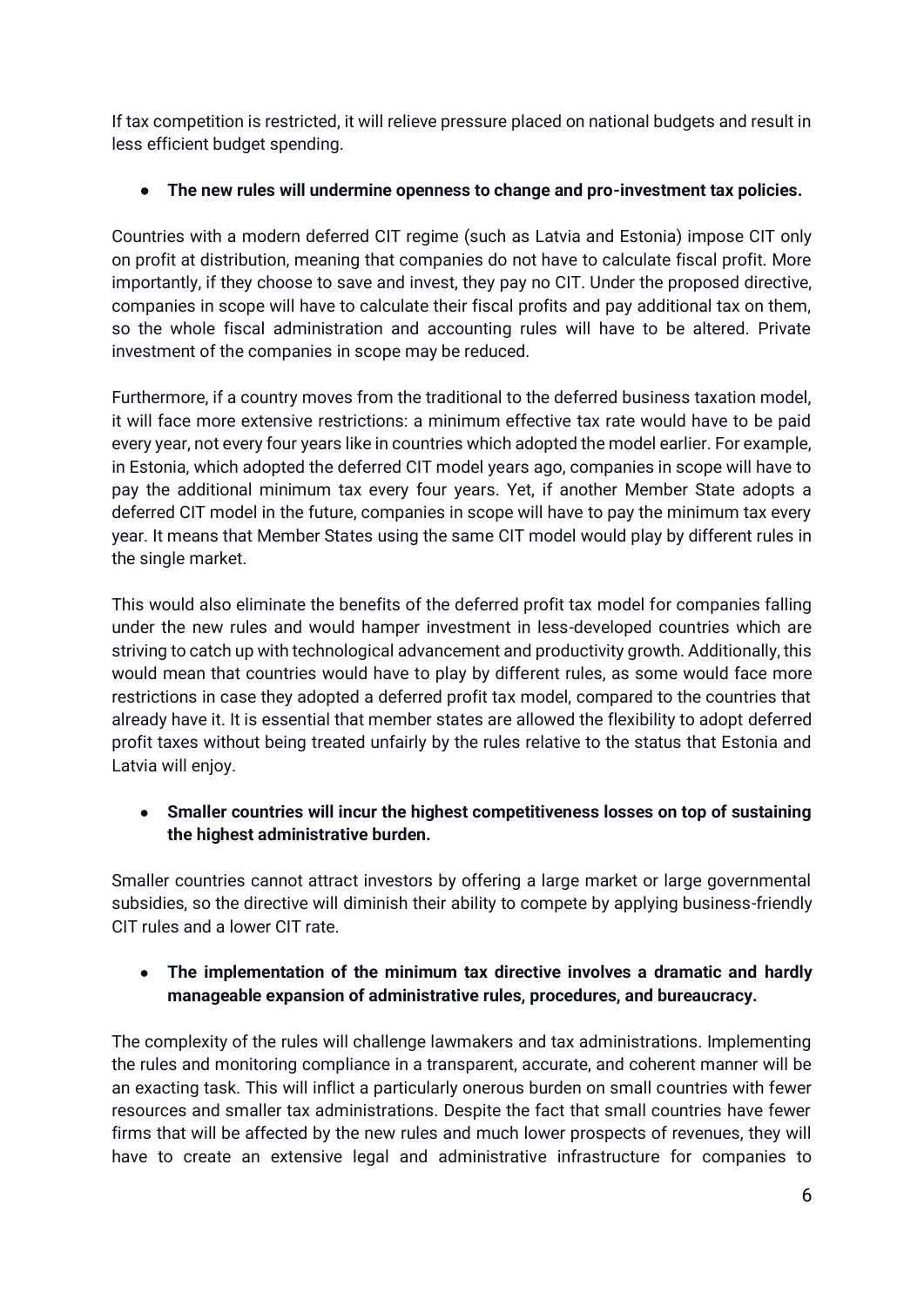If tax competition is restricted, it will relieve pressure placed on national budgets and result in less efficient budget spending.

- **The new rules will undermine openness to change and pro-investment tax policies.**

Countries with a modern deferred CIT regime (such as Latvia and Estonia) impose CIT only on profit at distribution, meaning that companies do not have to calculate fiscal profit. More importantly, if they choose to save and invest, they pay no CIT. Under the proposed directive, companies in scope will have to calculate their fiscal profits and pay additional tax on them, so the whole fiscal administration and accounting rules will have to be altered. Private investment of the companies in scope may be reduced.

Furthermore, if a country moves from the traditional to the deferred business taxation model, it will face more extensive restrictions: a minimum effective tax rate would have to be paid every year, not every four years like in countries which adopted the model earlier. For example, in Estonia, which adopted the deferred CIT model years ago, companies in scope will have to pay the additional minimum tax every four years. Yet, if another Member State adopts a deferred CIT model in the future, companies in scope will have to pay the minimum tax every year. It means that Member States using the same CIT model would play by different rules in the single market.

This would also eliminate the benefits of the deferred profit tax model for companies falling under the new rules and would hamper investment in less-developed countries which are striving to catch up with technological advancement and productivity growth. Additionally, this would mean that countries would have to play by different rules, as some would face more restrictions in case they adopted a deferred profit tax model, compared to the countries that already have it. It is essential that member states are allowed the flexibility to adopt deferred profit taxes without being treated unfairly by the rules relative to the status that Estonia and Latvia will enjoy.

- **Smaller countries will incur the highest competitiveness losses on top of sustaining the highest administrative burden.**

Smaller countries cannot attract investors by offering a large market or large governmental subsidies, so the directive will diminish their ability to compete by applying business-friendly CIT rules and a lower CIT rate.

- **The implementation of the minimum tax directive involves a dramatic and hardly manageable expansion of administrative rules, procedures, and bureaucracy.**

The complexity of the rules will challenge lawmakers and tax administrations. Implementing the rules and monitoring compliance in a transparent, accurate, and coherent manner will be an exacting task. This will inflict a particularly onerous burden on small countries with fewer resources and smaller tax administrations. Despite the fact that small countries have fewer firms that will be affected by the new rules and much lower prospects of revenues, they will have to create an extensive legal and administrative infrastructure for companies to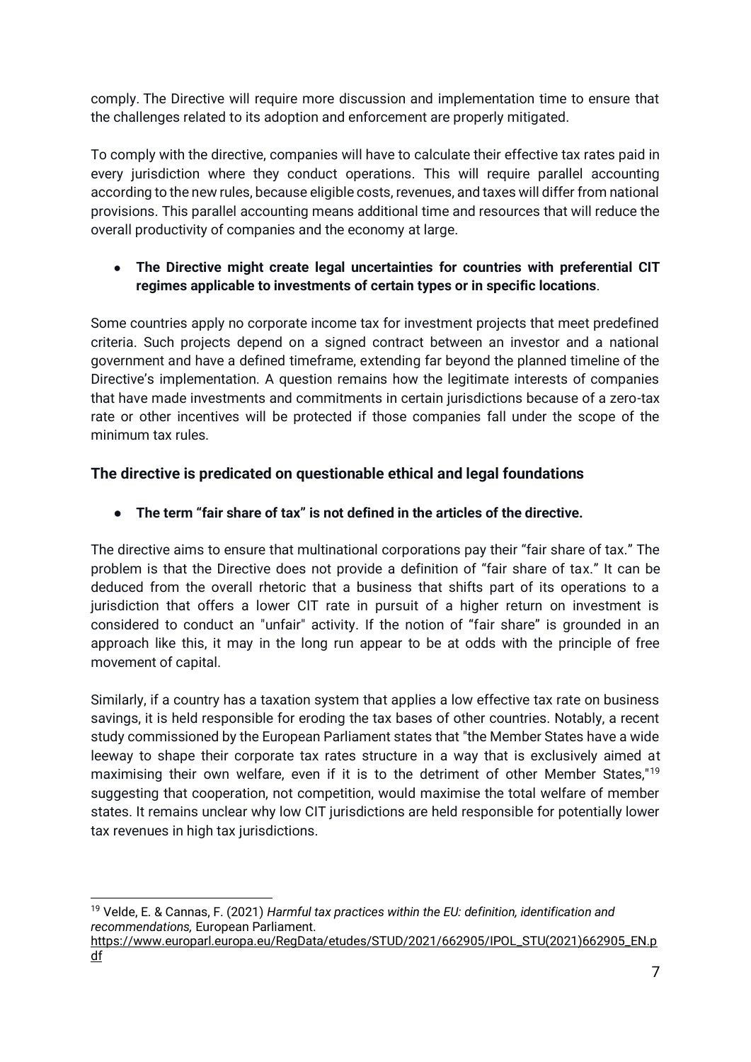comply. The Directive will require more discussion and implementation time to ensure that the challenges related to its adoption and enforcement are properly mitigated.

To comply with the directive, companies will have to calculate their effective tax rates paid in every jurisdiction where they conduct operations. This will require parallel accounting according to the new rules, because eligible costs, revenues, and taxes will differ from national provisions. This parallel accounting means additional time and resources that will reduce the overall productivity of companies and the economy at large.

- **The Directive might create legal uncertainties for countries with preferential CIT regimes applicable to investments of certain types or in specific locations**.

Some countries apply no corporate income tax for investment projects that meet predefined criteria. Such projects depend on a signed contract between an investor and a national government and have a defined timeframe, extending far beyond the planned timeline of the Directive's implementation. A question remains how the legitimate interests of companies that have made investments and commitments in certain jurisdictions because of a zero-tax rate or other incentives will be protected if those companies fall under the scope of the minimum tax rules.

### The directive is predicated on questionable ethical and legal foundations

- **The term "fair share of tax" is not defined in the articles of the directive.**

The directive aims to ensure that multinational corporations pay their "fair share of tax." The problem is that the Directive does not provide a definition of "fair share of tax." It can be deduced from the overall rhetoric that a business that shifts part of its operations to a jurisdiction that offers a lower CIT rate in pursuit of a higher return on investment is considered to conduct an "unfair" activity. If the notion of "fair share" is grounded in an approach like this, it may in the long run appear to be at odds with the principle of free movement of capital.

Similarly, if a country has a taxation system that applies a low effective tax rate on business savings, it is held responsible for eroding the tax bases of other countries. Notably, a recent study commissioned by the European Parliament states that "the Member States have a wide leeway to shape their corporate tax rates structure in a way that is exclusively aimed at maximising their own welfare, even if it is to the detriment of other Member States,"[19] suggesting that cooperation, not competition, would maximise the total welfare of member states. It remains unclear why low CIT jurisdictions are held responsible for potentially lower tax revenues in high tax jurisdictions.

---

[19] Velde, E. & Cannas, F. (2021) *Harmful tax practices within the EU: definition, identification and recommendations,* European Parliament. https://www.europarl.europa.eu/RegData/etudes/STUD/2021/662905/IPOL_STU(2021)662905_EN.pdf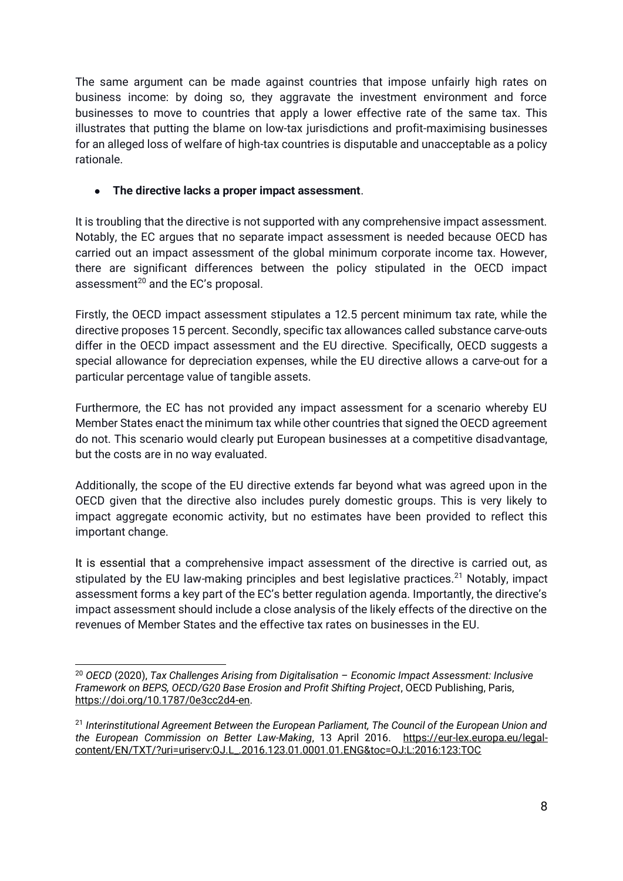The same argument can be made against countries that impose unfairly high rates on business income: by doing so, they aggravate the investment environment and force businesses to move to countries that apply a lower effective rate of the same tax. This illustrates that putting the blame on low-tax jurisdictions and profit-maximising businesses for an alleged loss of welfare of high-tax countries is disputable and unacceptable as a policy rationale.

- **The directive lacks a proper impact assessment**.

It is troubling that the directive is not supported with any comprehensive impact assessment. Notably, the EC argues that no separate impact assessment is needed because OECD has carried out an impact assessment of the global minimum corporate income tax. However, there are significant differences between the policy stipulated in the OECD impact assessment[20] and the EC's proposal.

Firstly, the OECD impact assessment stipulates a 12.5 percent minimum tax rate, while the directive proposes 15 percent. Secondly, specific tax allowances called substance carve-outs differ in the OECD impact assessment and the EU directive. Specifically, OECD suggests a special allowance for depreciation expenses, while the EU directive allows a carve-out for a particular percentage value of tangible assets.

Furthermore, the EC has not provided any impact assessment for a scenario whereby EU Member States enact the minimum tax while other countries that signed the OECD agreement do not. This scenario would clearly put European businesses at a competitive disadvantage, but the costs are in no way evaluated.

Additionally, the scope of the EU directive extends far beyond what was agreed upon in the OECD given that the directive also includes purely domestic groups. This is very likely to impact aggregate economic activity, but no estimates have been provided to reflect this important change.

It is essential that a comprehensive impact assessment of the directive is carried out, as stipulated by the EU law-making principles and best legislative practices.[21] Notably, impact assessment forms a key part of the EC's better regulation agenda. Importantly, the directive's impact assessment should include a close analysis of the likely effects of the directive on the revenues of Member States and the effective tax rates on businesses in the EU.

---

[20] *OECD* (2020), *Tax Challenges Arising from Digitalisation – Economic Impact Assessment: Inclusive Framework on BEPS, OECD/G20 Base Erosion and Profit Shifting Project*, OECD Publishing, Paris, https://doi.org/10.1787/0e3cc2d4-en.

[21] *Interinstitutional Agreement Between the European Parliament, The Council of the European Union and the European Commission on Better Law-Making*, 13 April 2016. https://eur-lex.europa.eu/legal-content/EN/TXT/?uri=uriserv:OJ.L_.2016.123.01.0001.01.ENG&toc=OJ:L:2016:123:TOC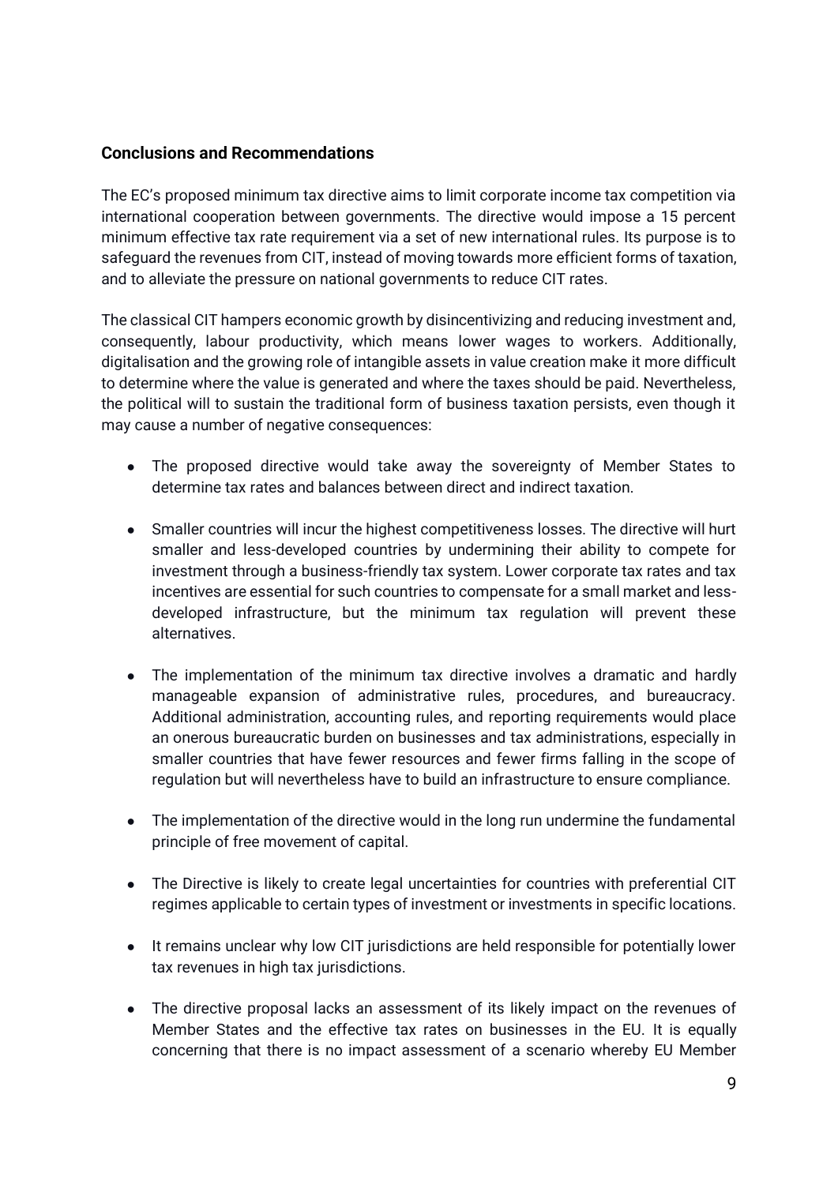## Conclusions and Recommendations

The EC's proposed minimum tax directive aims to limit corporate income tax competition via international cooperation between governments. The directive would impose a 15 percent minimum effective tax rate requirement via a set of new international rules. Its purpose is to safeguard the revenues from CIT, instead of moving towards more efficient forms of taxation, and to alleviate the pressure on national governments to reduce CIT rates.

The classical CIT hampers economic growth by disincentivizing and reducing investment and, consequently, labour productivity, which means lower wages to workers. Additionally, digitalisation and the growing role of intangible assets in value creation make it more difficult to determine where the value is generated and where the taxes should be paid. Nevertheless, the political will to sustain the traditional form of business taxation persists, even though it may cause a number of negative consequences:

- The proposed directive would take away the sovereignty of Member States to determine tax rates and balances between direct and indirect taxation.
- Smaller countries will incur the highest competitiveness losses. The directive will hurt smaller and less-developed countries by undermining their ability to compete for investment through a business-friendly tax system. Lower corporate tax rates and tax incentives are essential for such countries to compensate for a small market and less-developed infrastructure, but the minimum tax regulation will prevent these alternatives.
- The implementation of the minimum tax directive involves a dramatic and hardly manageable expansion of administrative rules, procedures, and bureaucracy. Additional administration, accounting rules, and reporting requirements would place an onerous bureaucratic burden on businesses and tax administrations, especially in smaller countries that have fewer resources and fewer firms falling in the scope of regulation but will nevertheless have to build an infrastructure to ensure compliance.
- The implementation of the directive would in the long run undermine the fundamental principle of free movement of capital.
- The Directive is likely to create legal uncertainties for countries with preferential CIT regimes applicable to certain types of investment or investments in specific locations.
- It remains unclear why low CIT jurisdictions are held responsible for potentially lower tax revenues in high tax jurisdictions.
- The directive proposal lacks an assessment of its likely impact on the revenues of Member States and the effective tax rates on businesses in the EU. It is equally concerning that there is no impact assessment of a scenario whereby EU Member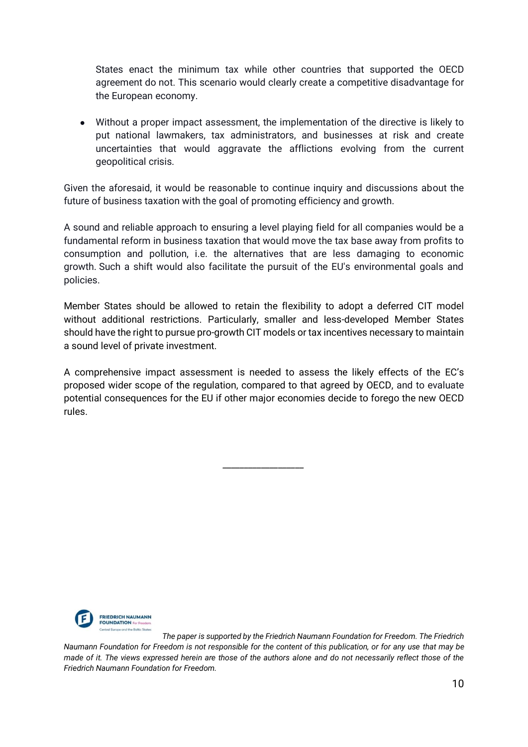States enact the minimum tax while other countries that supported the OECD agreement do not. This scenario would clearly create a competitive disadvantage for the European economy.

- Without a proper impact assessment, the implementation of the directive is likely to put national lawmakers, tax administrators, and businesses at risk and create uncertainties that would aggravate the afflictions evolving from the current geopolitical crisis.

Given the aforesaid, it would be reasonable to continue inquiry and discussions about the future of business taxation with the goal of promoting efficiency and growth.

A sound and reliable approach to ensuring a level playing field for all companies would be a fundamental reform in business taxation that would move the tax base away from profits to consumption and pollution, i.e. the alternatives that are less damaging to economic growth. Such a shift would also facilitate the pursuit of the EU's environmental goals and policies.

Member States should be allowed to retain the flexibility to adopt a deferred CIT model without additional restrictions. Particularly, smaller and less-developed Member States should have the right to pursue pro-growth CIT models or tax incentives necessary to maintain a sound level of private investment.

A comprehensive impact assessment is needed to assess the likely effects of the EC's proposed wider scope of the regulation, compared to that agreed by OECD, and to evaluate potential consequences for the EU if other major economies decide to forego the new OECD rules.

---

*The paper is supported by the Friedrich Naumann Foundation for Freedom. The Friedrich Naumann Foundation for Freedom is not responsible for the content of this publication, or for any use that may be made of it. The views expressed herein are those of the authors alone and do not necessarily reflect those of the Friedrich Naumann Foundation for Freedom.*